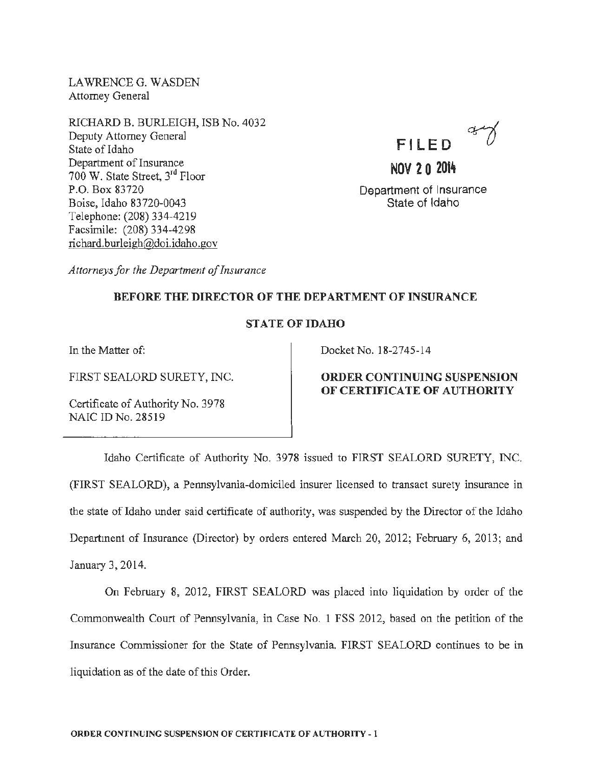LAWRENCE G. WASDEN
Attorney General

RICHARD B. BURLEIGH, ISB No. 4032
Deputy Attorney General
State of Idaho
Department of Insurance
700 W. State Street, 3rd Floor
P.O. Box 83720
Boise, Idaho 83720-0043
Telephone: (208) 334-4219
Facsimile: (208) 334-4298
richard.burleigh@doi.idaho.gov

*Attorneys for the Department of Insurance*

FILED

NOV 20 2014

Department of Insurance
State of Idaho

**BEFORE THE DIRECTOR OF THE DEPARTMENT OF INSURANCE**

**STATE OF IDAHO**

| | |
|---|---|
| In the Matter of:<br><br>FIRST SEALORD SURETY, INC.<br><br>Certificate of Authority No. 3978<br>NAIC ID No. 28519 | Docket No. 18-2745-14<br><br>**ORDER CONTINUING SUSPENSION OF CERTIFICATE OF AUTHORITY** |

Idaho Certificate of Authority No. 3978 issued to FIRST SEALORD SURETY, INC. (FIRST SEALORD), a Pennsylvania-domiciled insurer licensed to transact surety insurance in the state of Idaho under said certificate of authority, was suspended by the Director of the Idaho Department of Insurance (Director) by orders entered March 20, 2012; February 6, 2013; and January 3, 2014.

On February 8, 2012, FIRST SEALORD was placed into liquidation by order of the Commonwealth Court of Pennsylvania, in Case No. 1 FSS 2012, based on the petition of the Insurance Commissioner for the State of Pennsylvania. FIRST SEALORD continues to be in liquidation as of the date of this Order.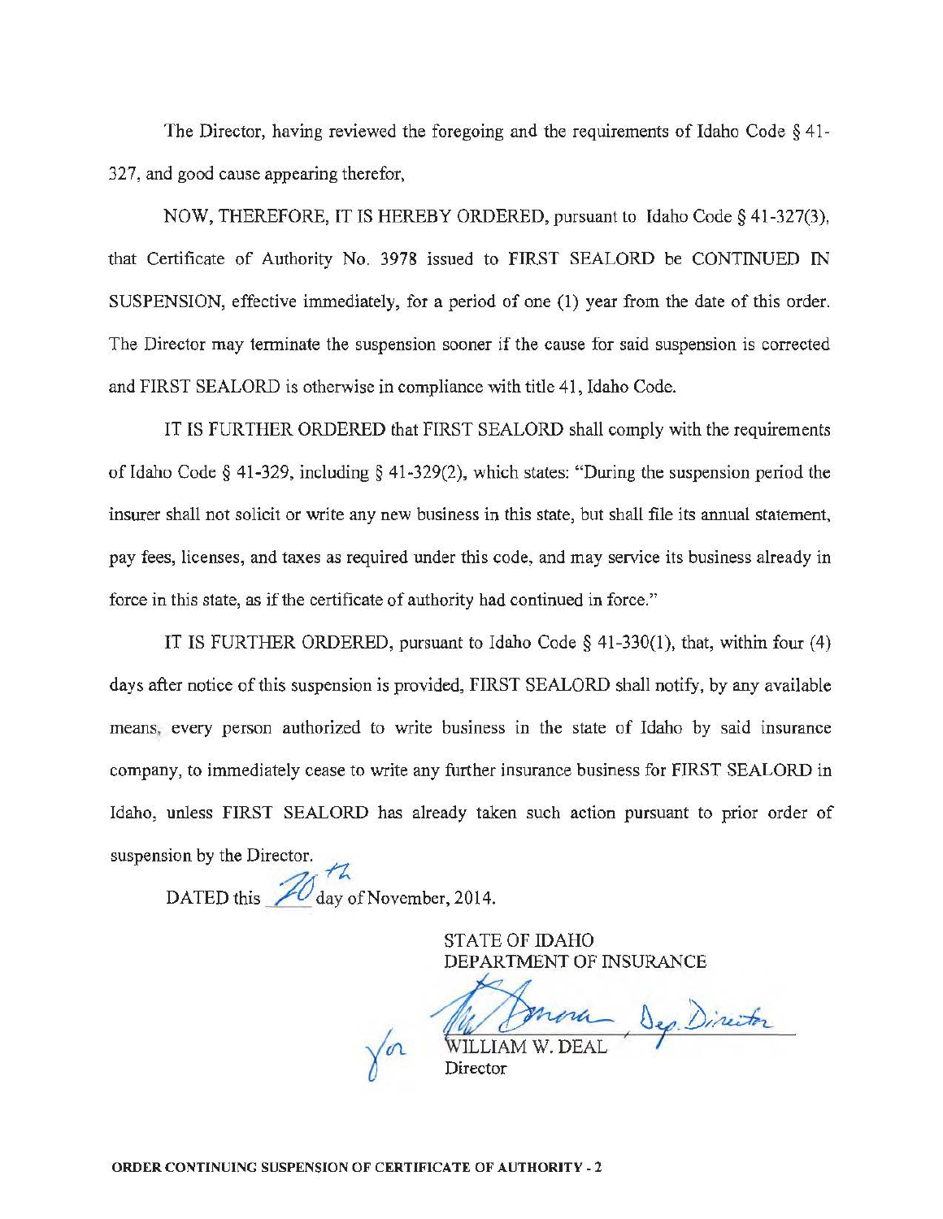The Director, having reviewed the foregoing and the requirements of Idaho Code § 41-327, and good cause appearing therefor,

NOW, THEREFORE, IT IS HEREBY ORDERED, pursuant to Idaho Code § 41-327(3), that Certificate of Authority No. 3978 issued to FIRST SEALORD be CONTINUED IN SUSPENSION, effective immediately, for a period of one (1) year from the date of this order. The Director may terminate the suspension sooner if the cause for said suspension is corrected and FIRST SEALORD is otherwise in compliance with title 41, Idaho Code.

IT IS FURTHER ORDERED that FIRST SEALORD shall comply with the requirements of Idaho Code § 41-329, including § 41-329(2), which states: "During the suspension period the insurer shall not solicit or write any new business in this state, but shall file its annual statement, pay fees, licenses, and taxes as required under this code, and may service its business already in force in this state, as if the certificate of authority had continued in force."

IT IS FURTHER ORDERED, pursuant to Idaho Code § 41-330(1), that, within four (4) days after notice of this suspension is provided, FIRST SEALORD shall notify, by any available means, every person authorized to write business in the state of Idaho by said insurance company, to immediately cease to write any further insurance business for FIRST SEALORD in Idaho, unless FIRST SEALORD has already taken such action pursuant to prior order of suspension by the Director.

DATED this 20th day of November, 2014.

STATE OF IDAHO
DEPARTMENT OF INSURANCE

for WILLIAM W. DEAL, Dep. Director
Director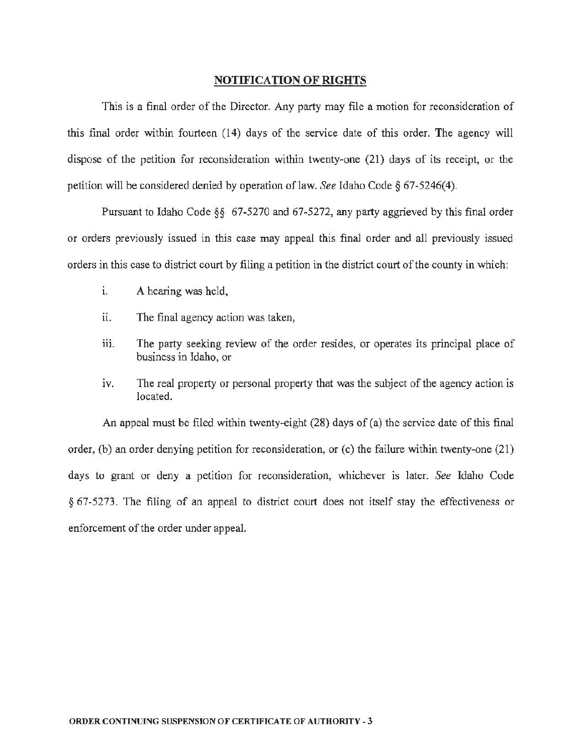## NOTIFICATION OF RIGHTS

This is a final order of the Director. Any party may file a motion for reconsideration of this final order within fourteen (14) days of the service date of this order. The agency will dispose of the petition for reconsideration within twenty-one (21) days of its receipt, or the petition will be considered denied by operation of law. *See* Idaho Code § 67-5246(4).

Pursuant to Idaho Code §§ 67-5270 and 67-5272, any party aggrieved by this final order or orders previously issued in this case may appeal this final order and all previously issued orders in this case to district court by filing a petition in the district court of the county in which:

i. A hearing was held,

ii. The final agency action was taken,

iii. The party seeking review of the order resides, or operates its principal place of business in Idaho, or

iv. The real property or personal property that was the subject of the agency action is located.

An appeal must be filed within twenty-eight (28) days of (a) the service date of this final order, (b) an order denying petition for reconsideration, or (c) the failure within twenty-one (21) days to grant or deny a petition for reconsideration, whichever is later. *See* Idaho Code § 67-5273. The filing of an appeal to district court does not itself stay the effectiveness or enforcement of the order under appeal.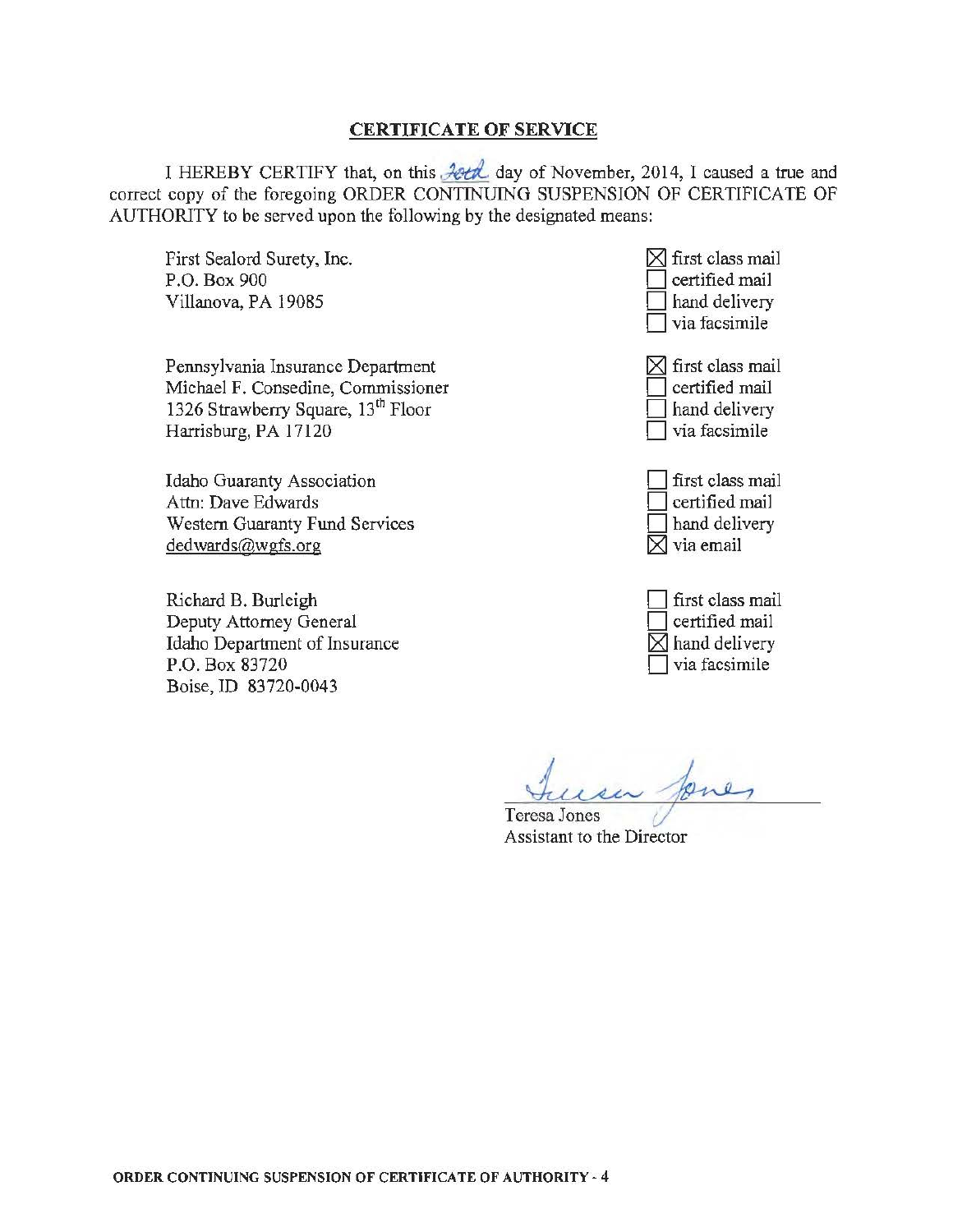## CERTIFICATE OF SERVICE

I HEREBY CERTIFY that, on this 20th day of November, 2014, I caused a true and correct copy of the foregoing ORDER CONTINUING SUSPENSION OF CERTIFICATE OF AUTHORITY to be served upon the following by the designated means:

| | |
|---|---|
| First Sealord Surety, Inc.<br>P.O. Box 900<br>Villanova, PA 19085 | ☒ first class mail<br>☐ certified mail<br>☐ hand delivery<br>☐ via facsimile |
| Pennsylvania Insurance Department<br>Michael F. Consedine, Commissioner<br>1326 Strawberry Square, 13th Floor<br>Harrisburg, PA 17120 | ☒ first class mail<br>☐ certified mail<br>☐ hand delivery<br>☐ via facsimile |
| Idaho Guaranty Association<br>Attn: Dave Edwards<br>Western Guaranty Fund Services<br>dedwards@wgfs.org | ☐ first class mail<br>☐ certified mail<br>☐ hand delivery<br>☒ via email |
| Richard B. Burleigh<br>Deputy Attorney General<br>Idaho Department of Insurance<br>P.O. Box 83720<br>Boise, ID 83720-0043 | ☐ first class mail<br>☐ certified mail<br>☒ hand delivery<br>☐ via facsimile |

Teresa Jones

Assistant to the Director

**ORDER CONTINUING SUSPENSION OF CERTIFICATE OF AUTHORITY - 4**